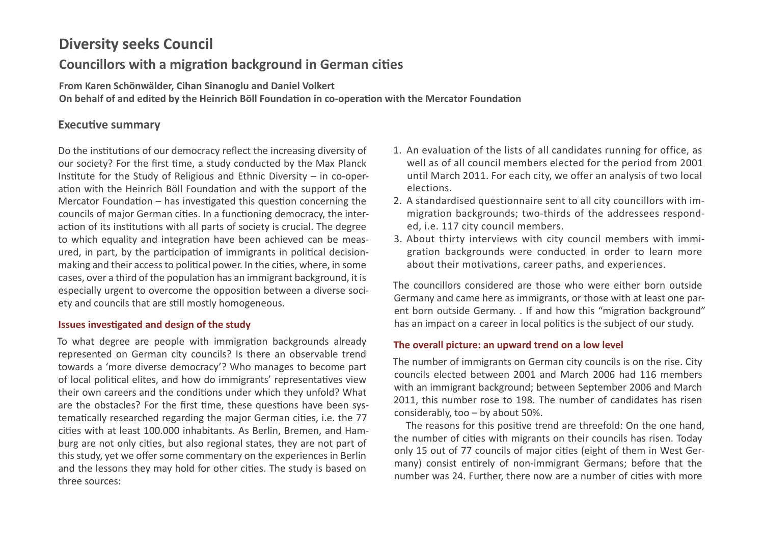# Diversity seeks Council

## Councillors with a migration background in German cities

**From Karen Schönwälder, Cihan Sinanoglu and Daniel Volkert**
**On behalf of and edited by the Heinrich Böll Foundation in co-operation with the Mercator Foundation**

## Executive summary

Do the institutions of our democracy reflect the increasing diversity of our society? For the first time, a study conducted by the Max Planck Institute for the Study of Religious and Ethnic Diversity – in co-operation with the Heinrich Böll Foundation and with the support of the Mercator Foundation – has investigated this question concerning the councils of major German cities. In a functioning democracy, the interaction of its institutions with all parts of society is crucial. The degree to which equality and integration have been achieved can be measured, in part, by the participation of immigrants in political decision-making and their access to political power. In the cities, where, in some cases, over a third of the population has an immigrant background, it is especially urgent to overcome the opposition between a diverse society and councils that are still mostly homogeneous.

### Issues investigated and design of the study

To what degree are people with immigration backgrounds already represented on German city councils? Is there an observable trend towards a 'more diverse democracy'? Who manages to become part of local political elites, and how do immigrants' representatives view their own careers and the conditions under which they unfold? What are the obstacles? For the first time, these questions have been systematically researched regarding the major German cities, i.e. the 77 cities with at least 100.000 inhabitants. As Berlin, Bremen, and Hamburg are not only cities, but also regional states, they are not part of this study, yet we offer some commentary on the experiences in Berlin and the lessons they may hold for other cities. The study is based on three sources:

1. An evaluation of the lists of all candidates running for office, as well as of all council members elected for the period from 2001 until March 2011. For each city, we offer an analysis of two local elections.
2. A standardised questionnaire sent to all city councillors with immigration backgrounds; two-thirds of the addressees responded, i.e. 117 city council members.
3. About thirty interviews with city council members with immigration backgrounds were conducted in order to learn more about their motivations, career paths, and experiences.

The councillors considered are those who were either born outside Germany and came here as immigrants, or those with at least one parent born outside Germany. . If and how this "migration background" has an impact on a career in local politics is the subject of our study.

### The overall picture: an upward trend on a low level

The number of immigrants on German city councils is on the rise. City councils elected between 2001 and March 2006 had 116 members with an immigrant background; between September 2006 and March 2011, this number rose to 198. The number of candidates has risen considerably, too – by about 50%.

The reasons for this positive trend are threefold: On the one hand, the number of cities with migrants on their councils has risen. Today only 15 out of 77 councils of major cities (eight of them in West Germany) consist entirely of non-immigrant Germans; before that the number was 24. Further, there now are a number of cities with more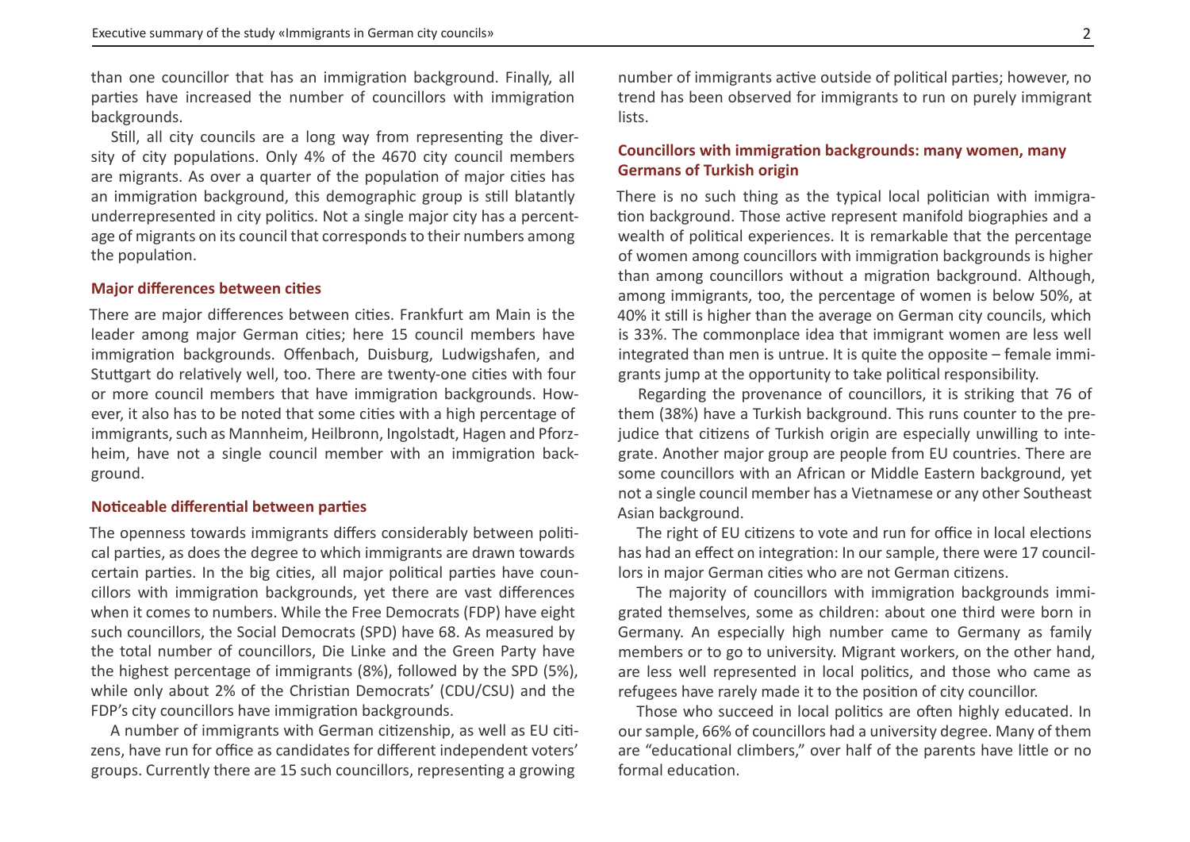than one councillor that has an immigration background. Finally, all parties have increased the number of councillors with immigration backgrounds.

Still, all city councils are a long way from representing the diversity of city populations. Only 4% of the 4670 city council members are migrants. As over a quarter of the population of major cities has an immigration background, this demographic group is still blatantly underrepresented in city politics. Not a single major city has a percentage of migrants on its council that corresponds to their numbers among the population.

### Major differences between cities

There are major differences between cities. Frankfurt am Main is the leader among major German cities; here 15 council members have immigration backgrounds. Offenbach, Duisburg, Ludwigshafen, and Stuttgart do relatively well, too. There are twenty-one cities with four or more council members that have immigration backgrounds. However, it also has to be noted that some cities with a high percentage of immigrants, such as Mannheim, Heilbronn, Ingolstadt, Hagen and Pforzheim, have not a single council member with an immigration background.

### Noticeable differential between parties

The openness towards immigrants differs considerably between political parties, as does the degree to which immigrants are drawn towards certain parties. In the big cities, all major political parties have councillors with immigration backgrounds, yet there are vast differences when it comes to numbers. While the Free Democrats (FDP) have eight such councillors, the Social Democrats (SPD) have 68. As measured by the total number of councillors, Die Linke and the Green Party have the highest percentage of immigrants (8%), followed by the SPD (5%), while only about 2% of the Christian Democrats' (CDU/CSU) and the FDP's city councillors have immigration backgrounds.

A number of immigrants with German citizenship, as well as EU citizens, have run for office as candidates for different independent voters' groups. Currently there are 15 such councillors, representing a growing number of immigrants active outside of political parties; however, no trend has been observed for immigrants to run on purely immigrant lists.

### Councillors with immigration backgrounds: many women, many Germans of Turkish origin

There is no such thing as the typical local politician with immigration background. Those active represent manifold biographies and a wealth of political experiences. It is remarkable that the percentage of women among councillors with immigration backgrounds is higher than among councillors without a migration background. Although, among immigrants, too, the percentage of women is below 50%, at 40% it still is higher than the average on German city councils, which is 33%. The commonplace idea that immigrant women are less well integrated than men is untrue. It is quite the opposite – female immigrants jump at the opportunity to take political responsibility.

Regarding the provenance of councillors, it is striking that 76 of them (38%) have a Turkish background. This runs counter to the prejudice that citizens of Turkish origin are especially unwilling to integrate. Another major group are people from EU countries. There are some councillors with an African or Middle Eastern background, yet not a single council member has a Vietnamese or any other Southeast Asian background.

The right of EU citizens to vote and run for office in local elections has had an effect on integration: In our sample, there were 17 councillors in major German cities who are not German citizens.

The majority of councillors with immigration backgrounds immigrated themselves, some as children: about one third were born in Germany. An especially high number came to Germany as family members or to go to university. Migrant workers, on the other hand, are less well represented in local politics, and those who came as refugees have rarely made it to the position of city councillor.

Those who succeed in local politics are often highly educated. In our sample, 66% of councillors had a university degree. Many of them are "educational climbers," over half of the parents have little or no formal education.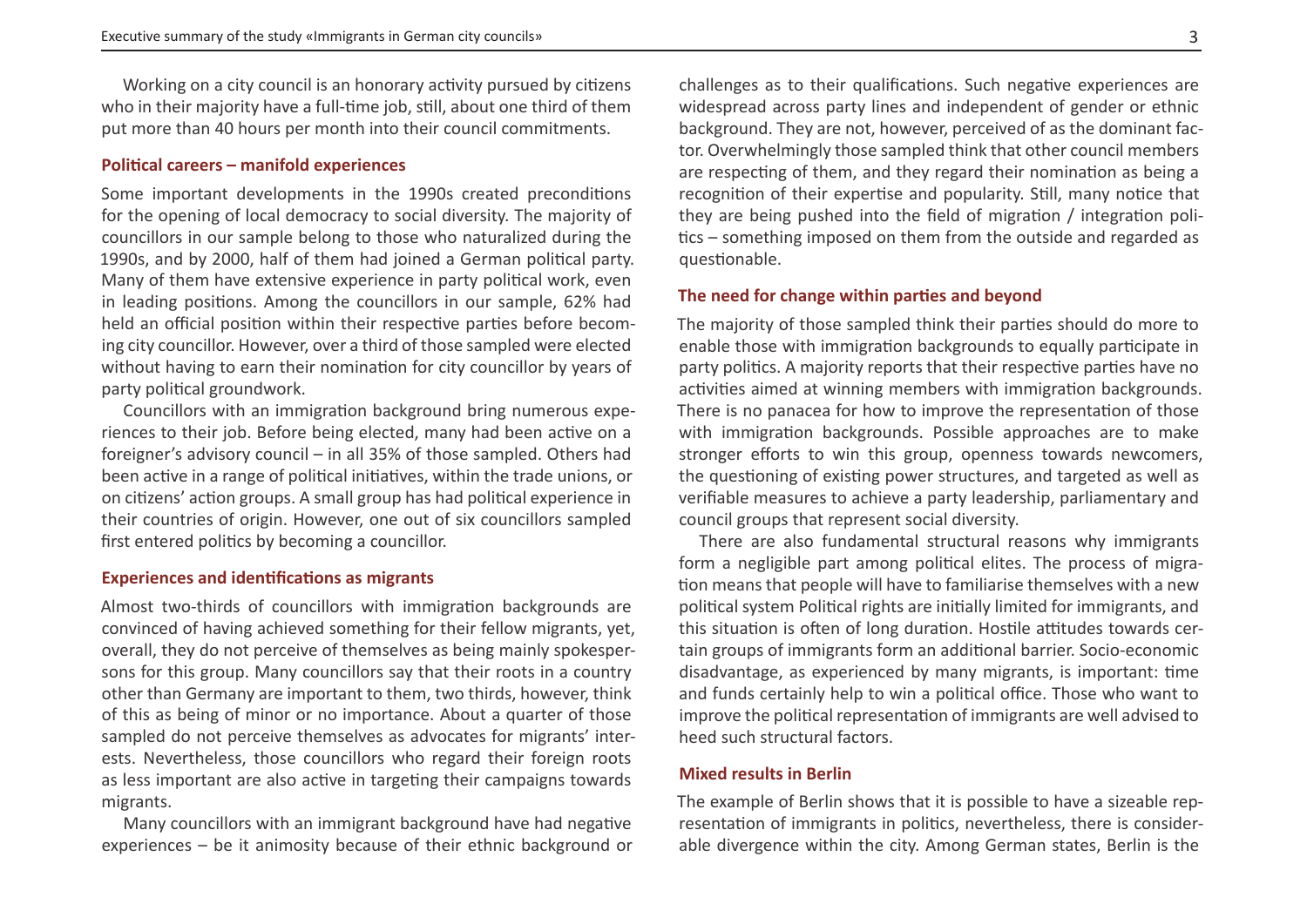Working on a city council is an honorary activity pursued by citizens who in their majority have a full-time job, still, about one third of them put more than 40 hours per month into their council commitments.

### Political careers – manifold experiences

Some important developments in the 1990s created preconditions for the opening of local democracy to social diversity. The majority of councillors in our sample belong to those who naturalized during the 1990s, and by 2000, half of them had joined a German political party. Many of them have extensive experience in party political work, even in leading positions. Among the councillors in our sample, 62% had held an official position within their respective parties before becoming city councillor. However, over a third of those sampled were elected without having to earn their nomination for city councillor by years of party political groundwork.

Councillors with an immigration background bring numerous experiences to their job. Before being elected, many had been active on a foreigner's advisory council – in all 35% of those sampled. Others had been active in a range of political initiatives, within the trade unions, or on citizens' action groups. A small group has had political experience in their countries of origin. However, one out of six councillors sampled first entered politics by becoming a councillor.

### Experiences and identifications as migrants

Almost two-thirds of councillors with immigration backgrounds are convinced of having achieved something for their fellow migrants, yet, overall, they do not perceive of themselves as being mainly spokespersons for this group. Many councillors say that their roots in a country other than Germany are important to them, two thirds, however, think of this as being of minor or no importance. About a quarter of those sampled do not perceive themselves as advocates for migrants' interests. Nevertheless, those councillors who regard their foreign roots as less important are also active in targeting their campaigns towards migrants.

Many councillors with an immigrant background have had negative experiences – be it animosity because of their ethnic background or challenges as to their qualifications. Such negative experiences are widespread across party lines and independent of gender or ethnic background. They are not, however, perceived of as the dominant factor. Overwhelmingly those sampled think that other council members are respecting of them, and they regard their nomination as being a recognition of their expertise and popularity. Still, many notice that they are being pushed into the field of migration / integration politics – something imposed on them from the outside and regarded as questionable.

### The need for change within parties and beyond

The majority of those sampled think their parties should do more to enable those with immigration backgrounds to equally participate in party politics. A majority reports that their respective parties have no activities aimed at winning members with immigration backgrounds. There is no panacea for how to improve the representation of those with immigration backgrounds. Possible approaches are to make stronger efforts to win this group, openness towards newcomers, the questioning of existing power structures, and targeted as well as verifiable measures to achieve a party leadership, parliamentary and council groups that represent social diversity.

There are also fundamental structural reasons why immigrants form a negligible part among political elites. The process of migration means that people will have to familiarise themselves with a new political system Political rights are initially limited for immigrants, and this situation is often of long duration. Hostile attitudes towards certain groups of immigrants form an additional barrier. Socio-economic disadvantage, as experienced by many migrants, is important: time and funds certainly help to win a political office. Those who want to improve the political representation of immigrants are well advised to heed such structural factors.

### Mixed results in Berlin

The example of Berlin shows that it is possible to have a sizeable representation of immigrants in politics, nevertheless, there is considerable divergence within the city. Among German states, Berlin is the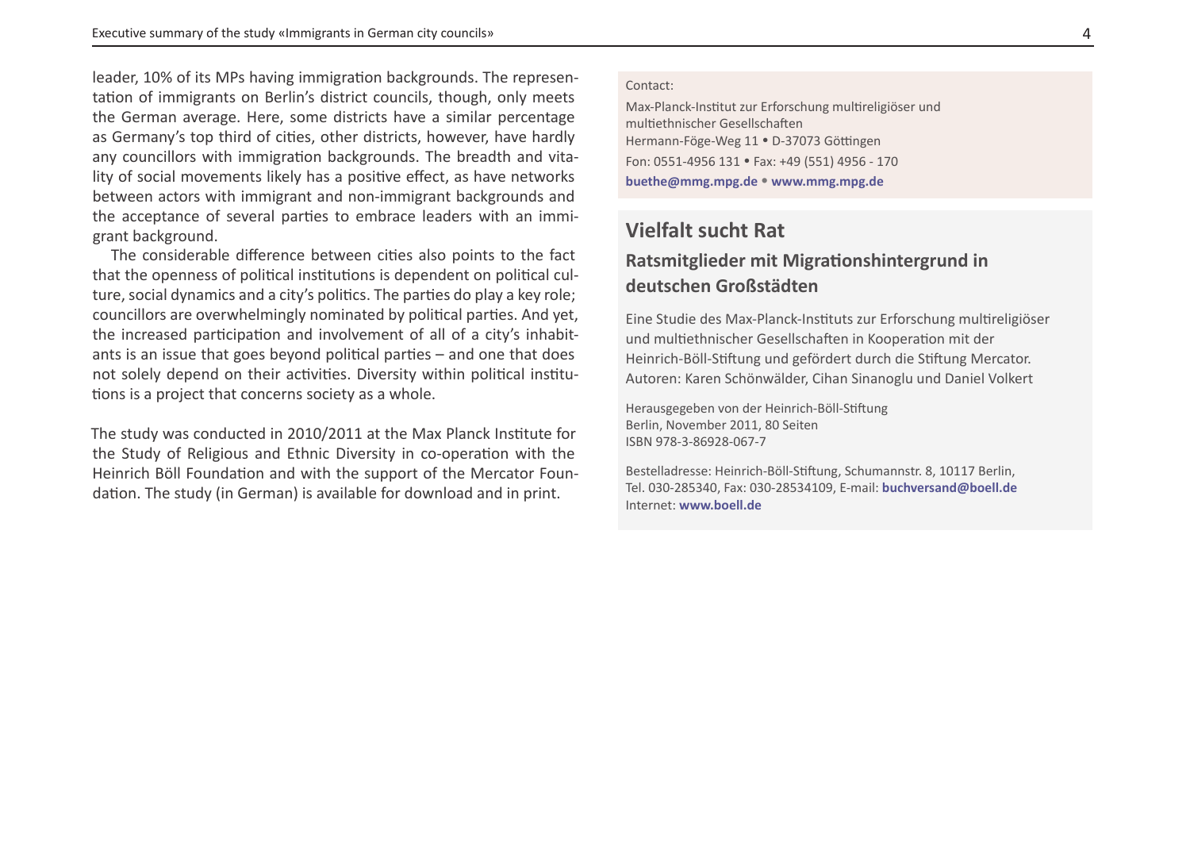leader, 10% of its MPs having immigration backgrounds. The representation of immigrants on Berlin's district councils, though, only meets the German average. Here, some districts have a similar percentage as Germany's top third of cities, other districts, however, have hardly any councillors with immigration backgrounds. The breadth and vitality of social movements likely has a positive effect, as have networks between actors with immigrant and non-immigrant backgrounds and the acceptance of several parties to embrace leaders with an immigrant background.

The considerable difference between cities also points to the fact that the openness of political institutions is dependent on political culture, social dynamics and a city's politics. The parties do play a key role; councillors are overwhelmingly nominated by political parties. And yet, the increased participation and involvement of all of a city's inhabitants is an issue that goes beyond political parties – and one that does not solely depend on their activities. Diversity within political institutions is a project that concerns society as a whole.

The study was conducted in 2010/2011 at the Max Planck Institute for the Study of Religious and Ethnic Diversity in co-operation with the Heinrich Böll Foundation and with the support of the Mercator Foundation. The study (in German) is available for download and in print.

Contact:

Max-Planck-Institut zur Erforschung multireligiöser und multiethnischer Gesellschaften
Hermann-Föge-Weg 11 • D-37073 Göttingen
Fon: 0551-4956 131 • Fax: +49 (551) 4956 - 170
**buethe@mmg.mpg.de** • **www.mmg.mpg.de**

## Vielfalt sucht Rat

### Ratsmitglieder mit Migrationshintergrund in deutschen Großstädten

Eine Studie des Max-Planck-Instituts zur Erforschung multireligiöser und multiethnischer Gesellschaften in Kooperation mit der Heinrich-Böll-Stiftung und gefördert durch die Stiftung Mercator. Autoren: Karen Schönwälder, Cihan Sinanoglu und Daniel Volkert

Herausgegeben von der Heinrich-Böll-Stiftung
Berlin, November 2011, 80 Seiten
ISBN 978-3-86928-067-7

Bestelladresse: Heinrich-Böll-Stiftung, Schumannstr. 8, 10117 Berlin,
Tel. 030-285340, Fax: 030-28534109, E-mail: **buchversand@boell.de**
Internet: **www.boell.de**